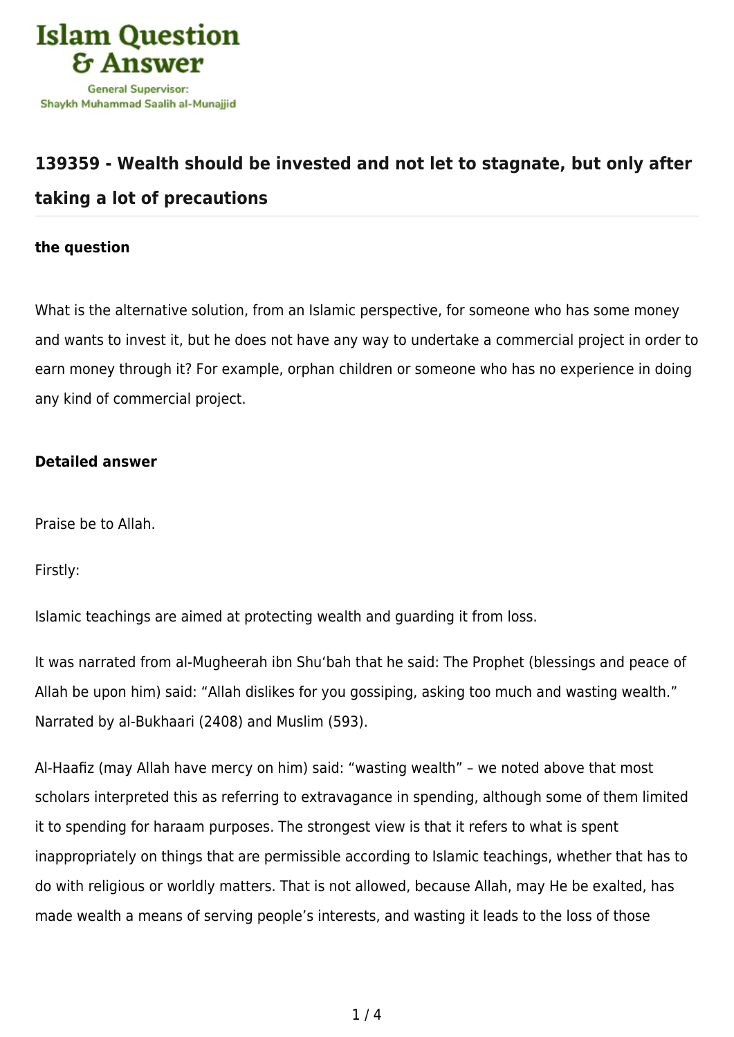# 139359 - Wealth should be invested and not let to stagnate, but only after taking a lot of precautions

### the question

What is the alternative solution, from an Islamic perspective, for someone who has some money and wants to invest it, but he does not have any way to undertake a commercial project in order to earn money through it? For example, orphan children or someone who has no experience in doing any kind of commercial project.

### Detailed answer

Praise be to Allah.

Firstly:

Islamic teachings are aimed at protecting wealth and guarding it from loss.

It was narrated from al-Mugheerah ibn Shu‘bah that he said: The Prophet (blessings and peace of Allah be upon him) said: “Allah dislikes for you gossiping, asking too much and wasting wealth.” Narrated by al-Bukhaari (2408) and Muslim (593).

Al-Haafiz (may Allah have mercy on him) said: “wasting wealth” – we noted above that most scholars interpreted this as referring to extravagance in spending, although some of them limited it to spending for haraam purposes. The strongest view is that it refers to what is spent inappropriately on things that are permissible according to Islamic teachings, whether that has to do with religious or worldly matters. That is not allowed, because Allah, may He be exalted, has made wealth a means of serving people’s interests, and wasting it leads to the loss of those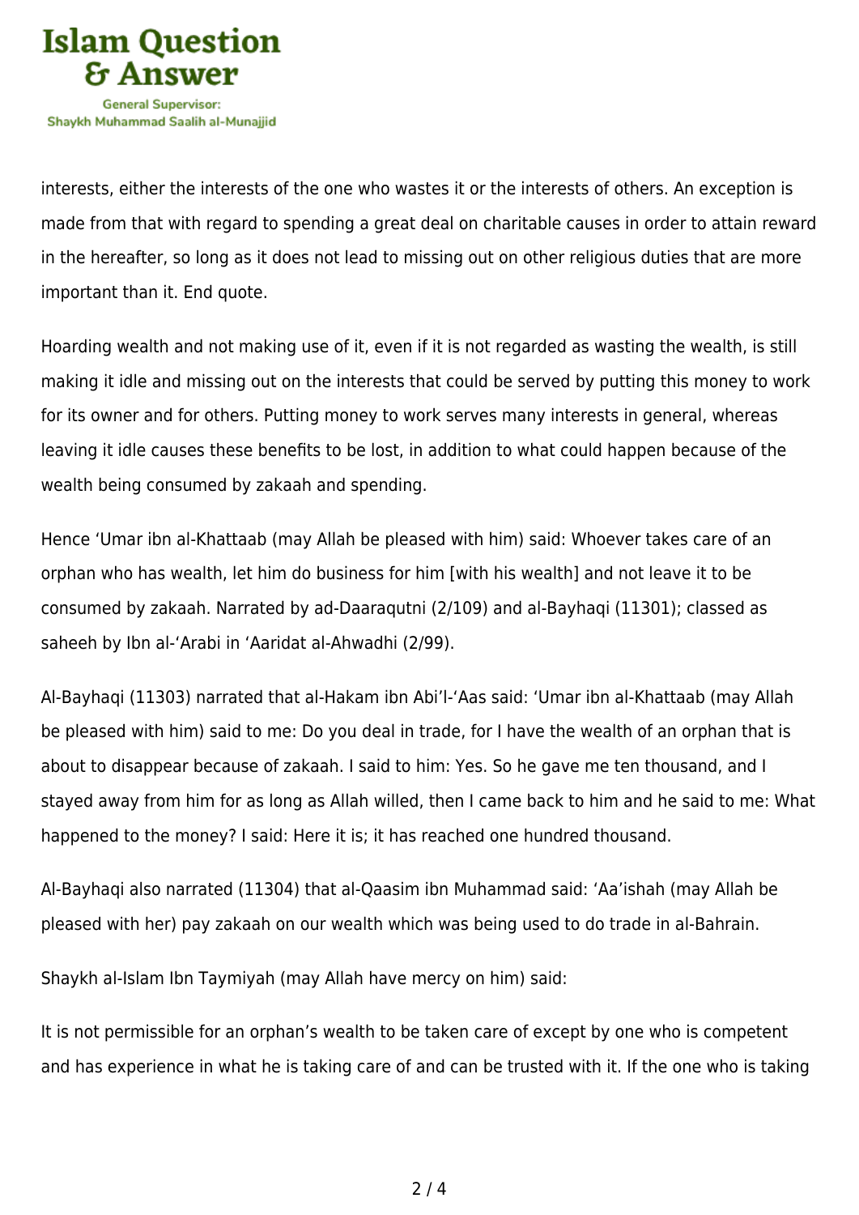interests, either the interests of the one who wastes it or the interests of others. An exception is made from that with regard to spending a great deal on charitable causes in order to attain reward in the hereafter, so long as it does not lead to missing out on other religious duties that are more important than it. End quote.

Hoarding wealth and not making use of it, even if it is not regarded as wasting the wealth, is still making it idle and missing out on the interests that could be served by putting this money to work for its owner and for others. Putting money to work serves many interests in general, whereas leaving it idle causes these benefits to be lost, in addition to what could happen because of the wealth being consumed by zakaah and spending.

Hence ‘Umar ibn al-Khattaab (may Allah be pleased with him) said: Whoever takes care of an orphan who has wealth, let him do business for him [with his wealth] and not leave it to be consumed by zakaah. Narrated by ad-Daaraqutni (2/109) and al-Bayhaqi (11301); classed as saheeh by Ibn al-‘Arabi in ‘Aaridat al-Ahwadhi (2/99).

Al-Bayhaqi (11303) narrated that al-Hakam ibn Abi’l-‘Aas said: ‘Umar ibn al-Khattaab (may Allah be pleased with him) said to me: Do you deal in trade, for I have the wealth of an orphan that is about to disappear because of zakaah. I said to him: Yes. So he gave me ten thousand, and I stayed away from him for as long as Allah willed, then I came back to him and he said to me: What happened to the money? I said: Here it is; it has reached one hundred thousand.

Al-Bayhaqi also narrated (11304) that al-Qaasim ibn Muhammad said: ‘Aa’ishah (may Allah be pleased with her) pay zakaah on our wealth which was being used to do trade in al-Bahrain.

Shaykh al-Islam Ibn Taymiyah (may Allah have mercy on him) said:

It is not permissible for an orphan’s wealth to be taken care of except by one who is competent and has experience in what he is taking care of and can be trusted with it. If the one who is taking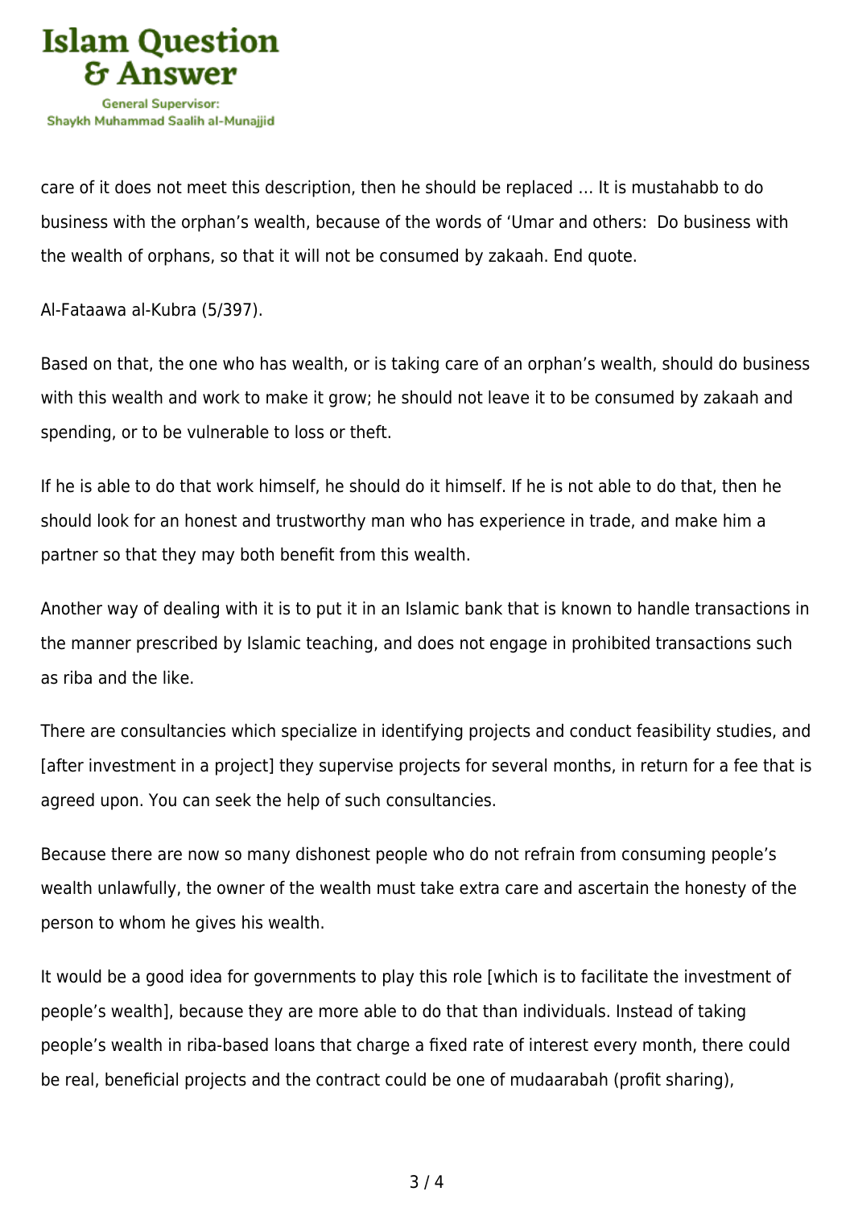care of it does not meet this description, then he should be replaced … It is mustahabb to do business with the orphan's wealth, because of the words of 'Umar and others:  Do business with the wealth of orphans, so that it will not be consumed by zakaah. End quote.

Al-Fataawa al-Kubra (5/397).

Based on that, the one who has wealth, or is taking care of an orphan's wealth, should do business with this wealth and work to make it grow; he should not leave it to be consumed by zakaah and spending, or to be vulnerable to loss or theft.

If he is able to do that work himself, he should do it himself. If he is not able to do that, then he should look for an honest and trustworthy man who has experience in trade, and make him a partner so that they may both benefit from this wealth.

Another way of dealing with it is to put it in an Islamic bank that is known to handle transactions in the manner prescribed by Islamic teaching, and does not engage in prohibited transactions such as riba and the like.

There are consultancies which specialize in identifying projects and conduct feasibility studies, and [after investment in a project] they supervise projects for several months, in return for a fee that is agreed upon. You can seek the help of such consultancies.

Because there are now so many dishonest people who do not refrain from consuming people's wealth unlawfully, the owner of the wealth must take extra care and ascertain the honesty of the person to whom he gives his wealth.

It would be a good idea for governments to play this role [which is to facilitate the investment of people's wealth], because they are more able to do that than individuals. Instead of taking people's wealth in riba-based loans that charge a fixed rate of interest every month, there could be real, beneficial projects and the contract could be one of mudaarabah (profit sharing),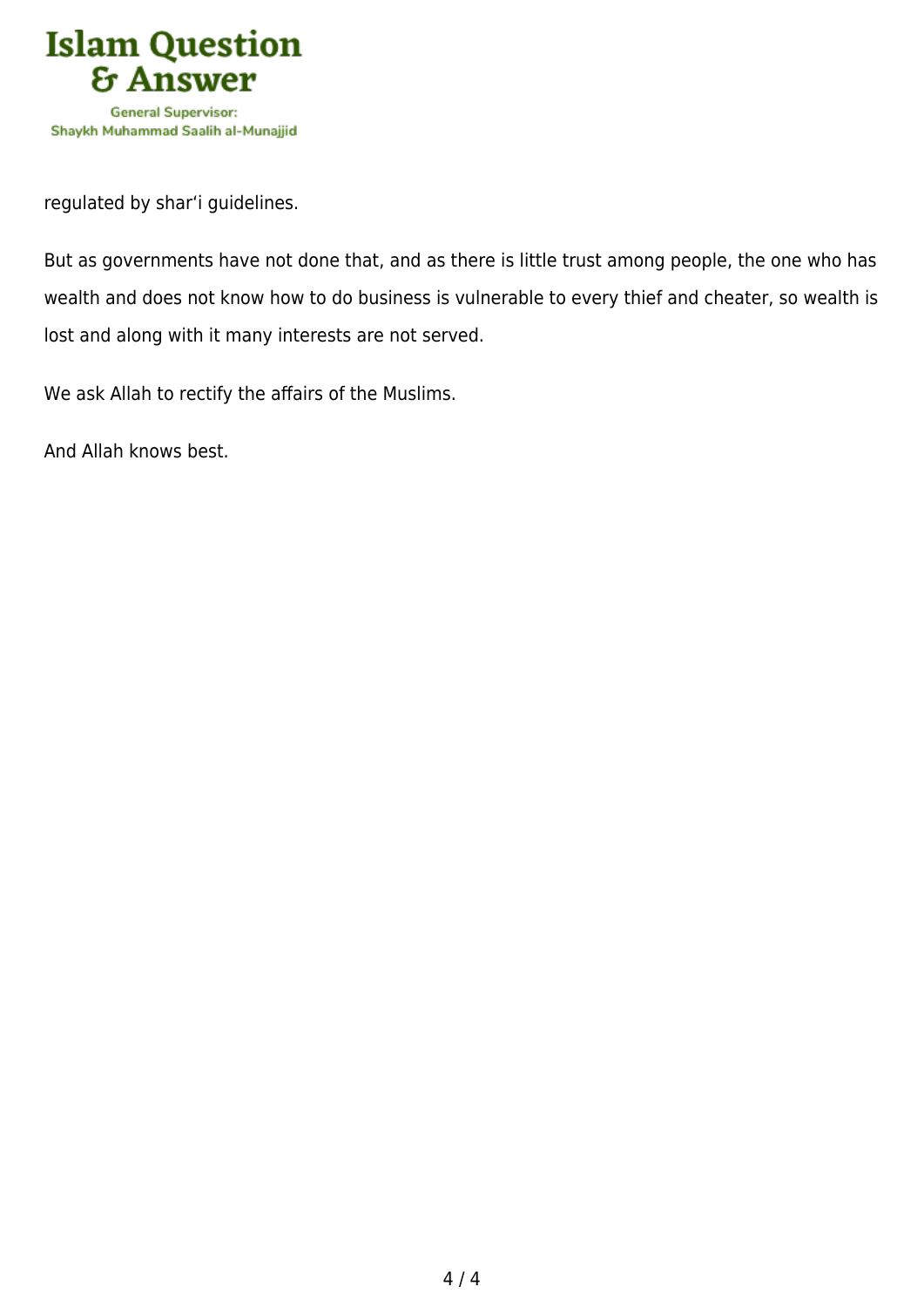regulated by shar‘i guidelines.

But as governments have not done that, and as there is little trust among people, the one who has wealth and does not know how to do business is vulnerable to every thief and cheater, so wealth is lost and along with it many interests are not served.

We ask Allah to rectify the affairs of the Muslims.

And Allah knows best.